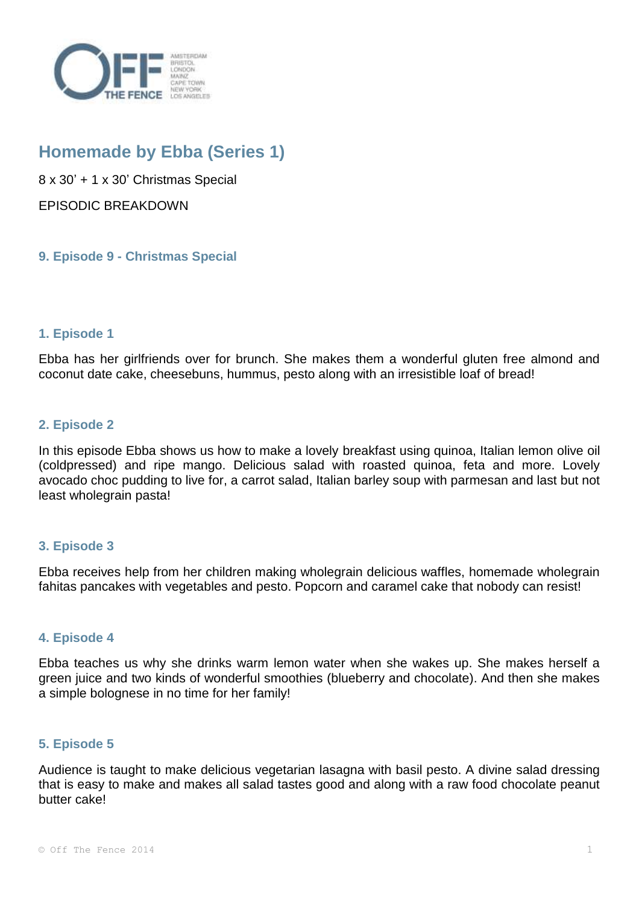# Homemade by Ebba (Series 1)

8 x 30' + 1 x 30' Christmas Special

EPISODIC BREAKDOWN

## 9. Episode 9 - Christmas Special

## 1. Episode 1

Ebba has her girlfriends over for brunch. She makes them a wonderful gluten free almond and coconut date cake, cheesebuns, hummus, pesto along with an irresistible loaf of bread!

## 2. Episode 2

In this episode Ebba shows us how to make a lovely breakfast using quinoa, Italian lemon olive oil (coldpressed) and ripe mango. Delicious salad with roasted quinoa, feta and more. Lovely avocado choc pudding to live for, a carrot salad, Italian barley soup with parmesan and last but not least wholegrain pasta!

## 3. Episode 3

Ebba receives help from her children making wholegrain delicious waffles, homemade wholegrain fahitas pancakes with vegetables and pesto. Popcorn and caramel cake that nobody can resist!

## 4. Episode 4

Ebba teaches us why she drinks warm lemon water when she wakes up. She makes herself a green juice and two kinds of wonderful smoothies (blueberry and chocolate). And then she makes a simple bolognese in no time for her family!

## 5. Episode 5

Audience is taught to make delicious vegetarian lasagna with basil pesto. A divine salad dressing that is easy to make and makes all salad tastes good and along with a raw food chocolate peanut butter cake!

© Off The Fence 2014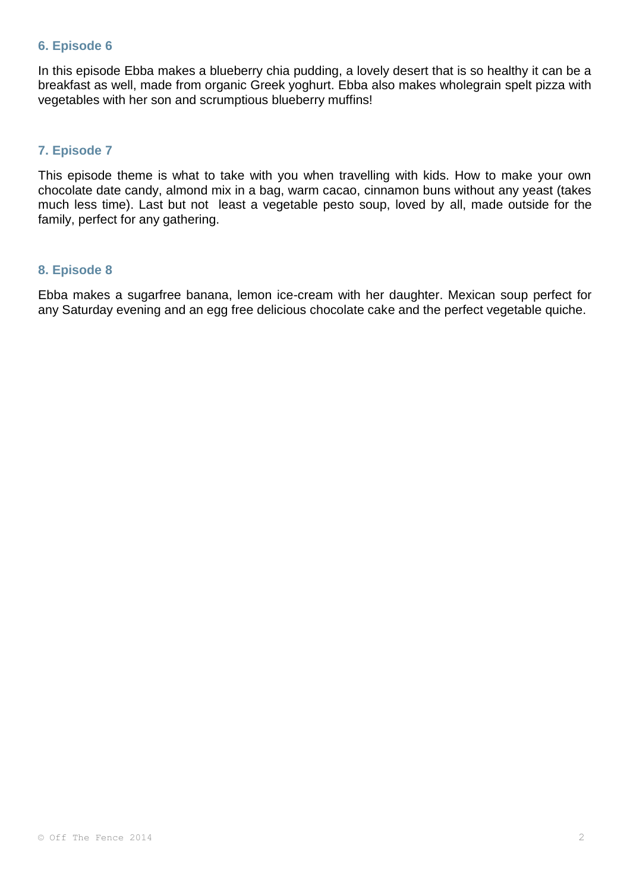### 6. Episode 6

In this episode Ebba makes a blueberry chia pudding, a lovely desert that is so healthy it can be a breakfast as well, made from organic Greek yoghurt. Ebba also makes wholegrain spelt pizza with vegetables with her son and scrumptious blueberry muffins!

### 7. Episode 7

This episode theme is what to take with you when travelling with kids. How to make your own chocolate date candy, almond mix in a bag, warm cacao, cinnamon buns without any yeast (takes much less time). Last but not least a vegetable pesto soup, loved by all, made outside for the family, perfect for any gathering.

### 8. Episode 8

Ebba makes a sugarfree banana, lemon ice-cream with her daughter. Mexican soup perfect for any Saturday evening and an egg free delicious chocolate cake and the perfect vegetable quiche.

© Off The Fence 2014